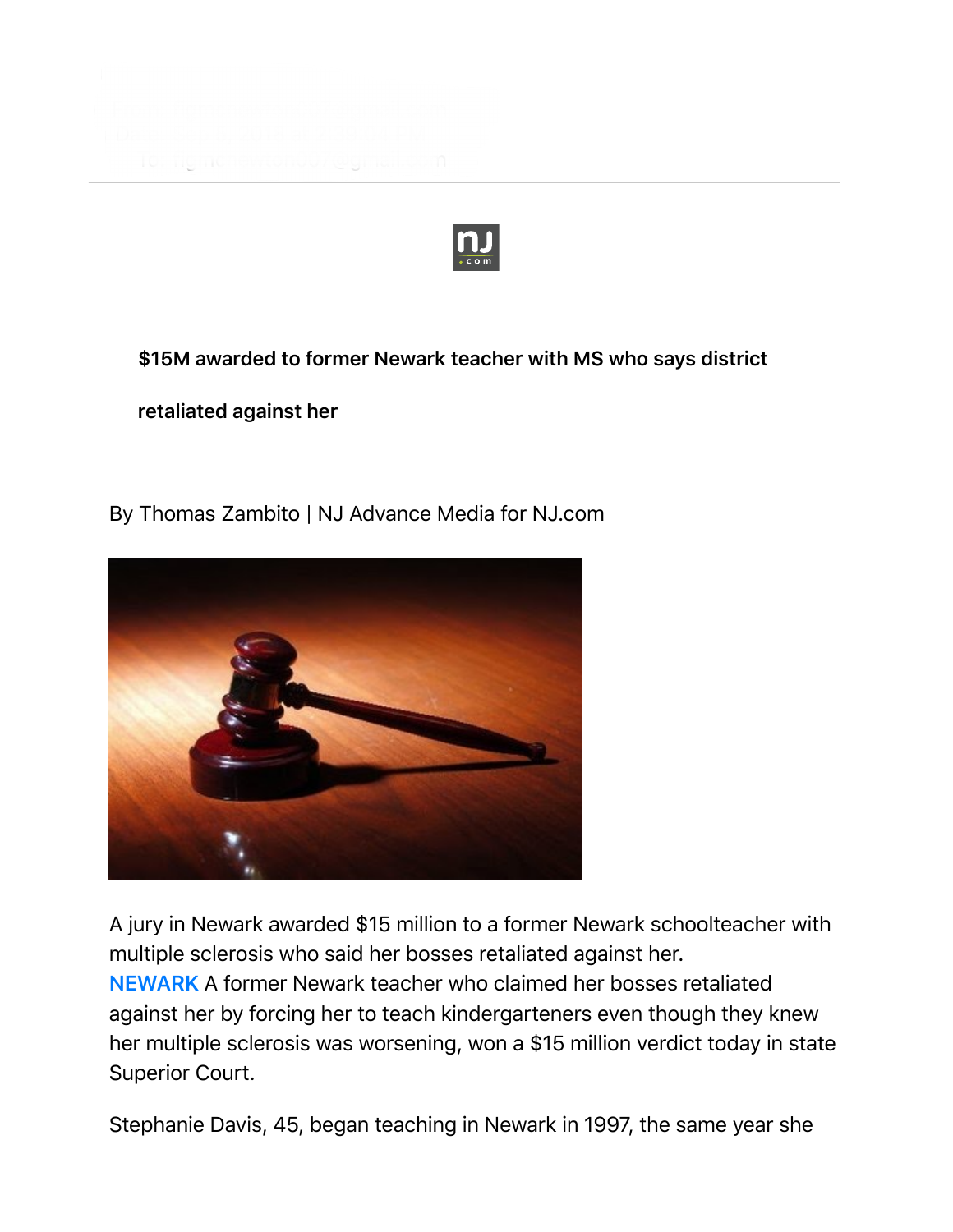## $15M awarded to former Newark teacher with MS who says district retaliated against her

By Thomas Zambito | NJ Advance Media for NJ.com

A jury in Newark awarded $15 million to a former Newark schoolteacher with multiple sclerosis who said her bosses retaliated against her.

**NEWARK** A former Newark teacher who claimed her bosses retaliated against her by forcing her to teach kindergarteners even though they knew her multiple sclerosis was worsening, won a $15 million verdict today in state Superior Court.

Stephanie Davis, 45, began teaching in Newark in 1997, the same year she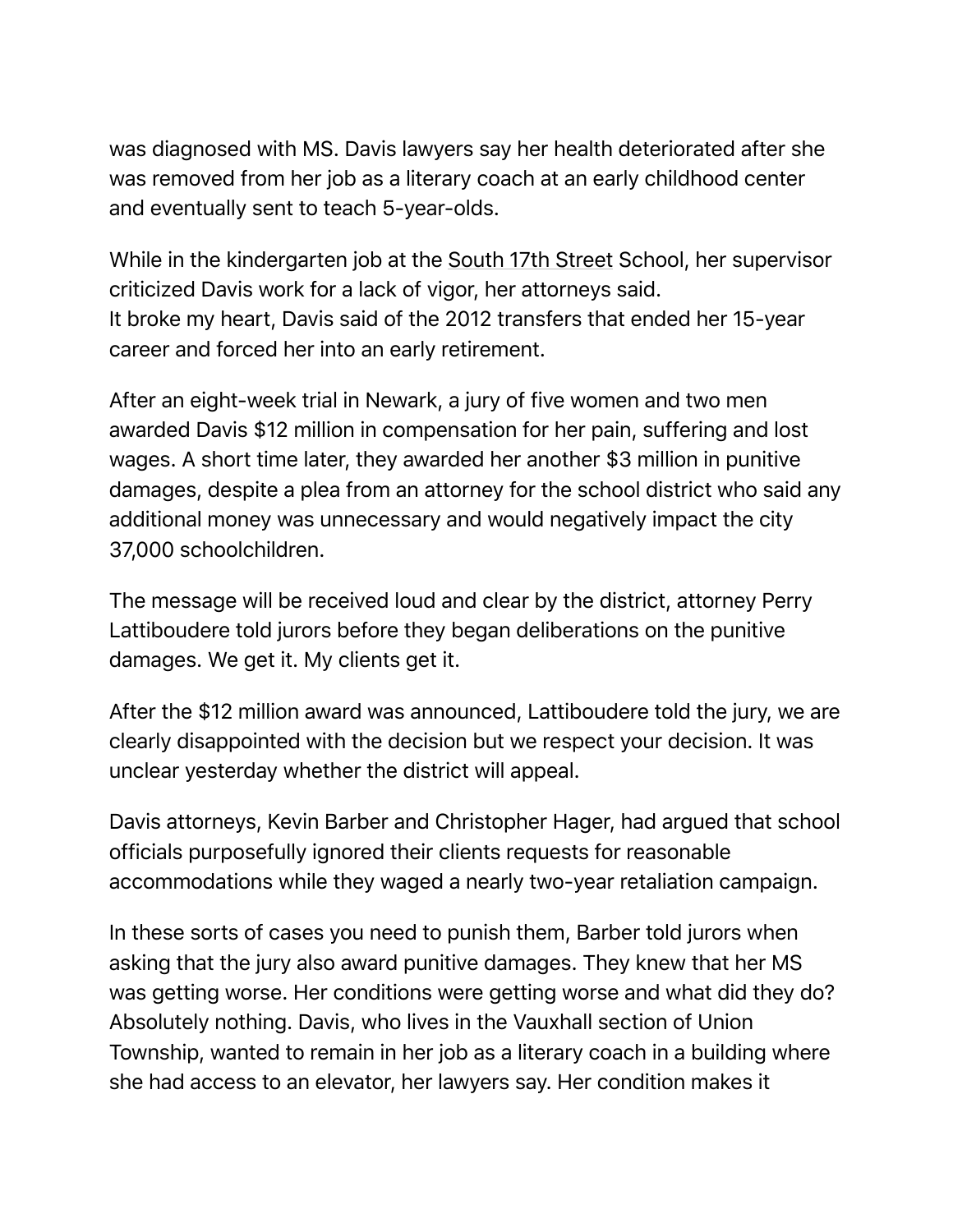was diagnosed with MS. Davis lawyers say her health deteriorated after she was removed from her job as a literary coach at an early childhood center and eventually sent to teach 5-year-olds.

While in the kindergarten job at the South 17th Street School, her supervisor criticized Davis work for a lack of vigor, her attorneys said.
It broke my heart, Davis said of the 2012 transfers that ended her 15-year career and forced her into an early retirement.

After an eight-week trial in Newark, a jury of five women and two men awarded Davis $12 million in compensation for her pain, suffering and lost wages. A short time later, they awarded her another $3 million in punitive damages, despite a plea from an attorney for the school district who said any additional money was unnecessary and would negatively impact the city 37,000 schoolchildren.

The message will be received loud and clear by the district, attorney Perry Lattiboudere told jurors before they began deliberations on the punitive damages. We get it. My clients get it.

After the $12 million award was announced, Lattiboudere told the jury, we are clearly disappointed with the decision but we respect your decision. It was unclear yesterday whether the district will appeal.

Davis attorneys, Kevin Barber and Christopher Hager, had argued that school officials purposefully ignored their clients requests for reasonable accommodations while they waged a nearly two-year retaliation campaign.

In these sorts of cases you need to punish them, Barber told jurors when asking that the jury also award punitive damages. They knew that her MS was getting worse. Her conditions were getting worse and what did they do? Absolutely nothing. Davis, who lives in the Vauxhall section of Union Township, wanted to remain in her job as a literary coach in a building where she had access to an elevator, her lawyers say. Her condition makes it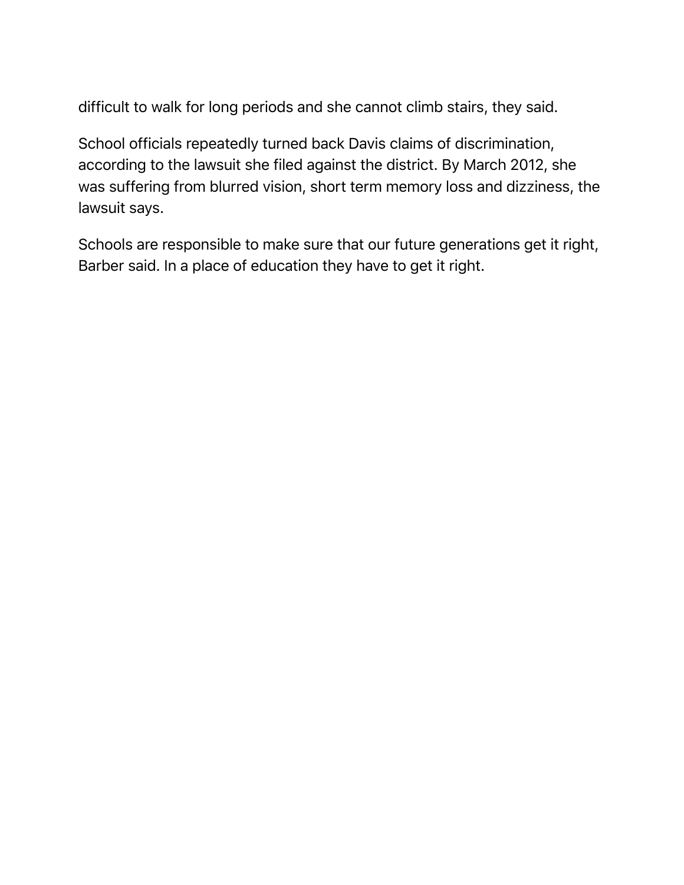difficult to walk for long periods and she cannot climb stairs, they said.

School officials repeatedly turned back Davis claims of discrimination, according to the lawsuit she filed against the district. By March 2012, she was suffering from blurred vision, short term memory loss and dizziness, the lawsuit says.

Schools are responsible to make sure that our future generations get it right, Barber said. In a place of education they have to get it right.